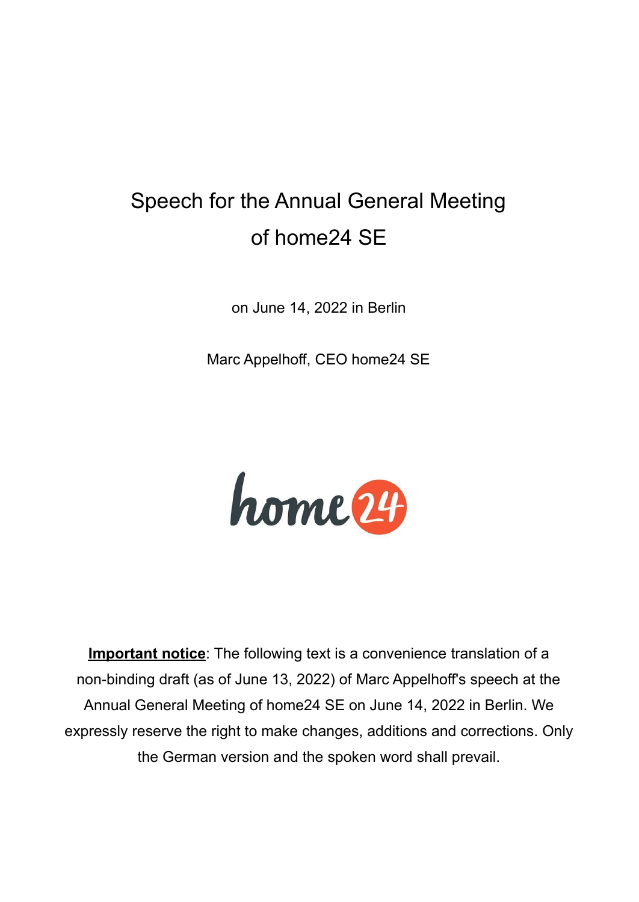# Speech for the Annual General Meeting of home24 SE

on June 14, 2022 in Berlin

Marc Appelhoff, CEO home24 SE

home24

**Important notice**: The following text is a convenience translation of a non-binding draft (as of June 13, 2022) of Marc Appelhoff's speech at the Annual General Meeting of home24 SE on June 14, 2022 in Berlin. We expressly reserve the right to make changes, additions and corrections. Only the German version and the spoken word shall prevail.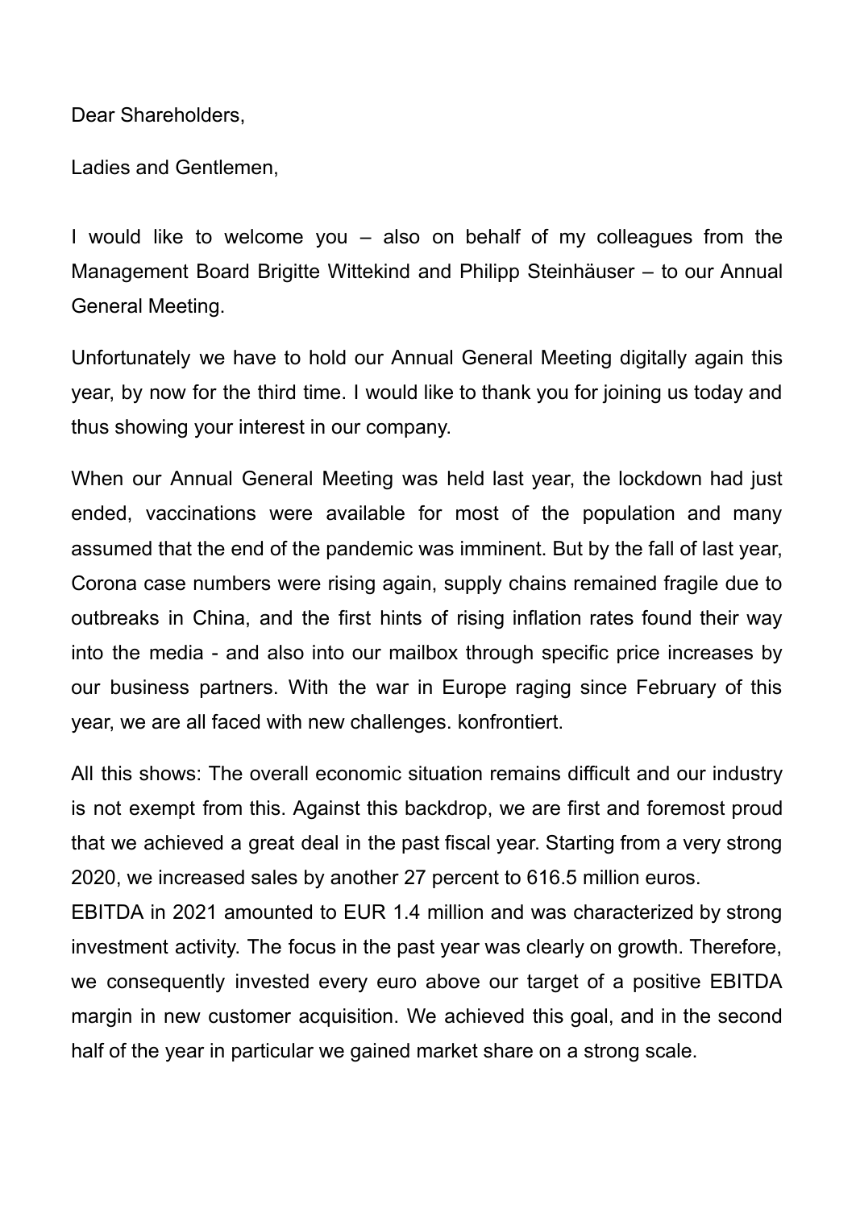Dear Shareholders,

Ladies and Gentlemen,

I would like to welcome you – also on behalf of my colleagues from the Management Board Brigitte Wittekind and Philipp Steinhäuser – to our Annual General Meeting.

Unfortunately we have to hold our Annual General Meeting digitally again this year, by now for the third time. I would like to thank you for joining us today and thus showing your interest in our company.

When our Annual General Meeting was held last year, the lockdown had just ended, vaccinations were available for most of the population and many assumed that the end of the pandemic was imminent. But by the fall of last year, Corona case numbers were rising again, supply chains remained fragile due to outbreaks in China, and the first hints of rising inflation rates found their way into the media - and also into our mailbox through specific price increases by our business partners. With the war in Europe raging since February of this year, we are all faced with new challenges. konfrontiert.

All this shows: The overall economic situation remains difficult and our industry is not exempt from this. Against this backdrop, we are first and foremost proud that we achieved a great deal in the past fiscal year. Starting from a very strong 2020, we increased sales by another 27 percent to 616.5 million euros.
EBITDA in 2021 amounted to EUR 1.4 million and was characterized by strong investment activity. The focus in the past year was clearly on growth. Therefore, we consequently invested every euro above our target of a positive EBITDA margin in new customer acquisition. We achieved this goal, and in the second half of the year in particular we gained market share on a strong scale.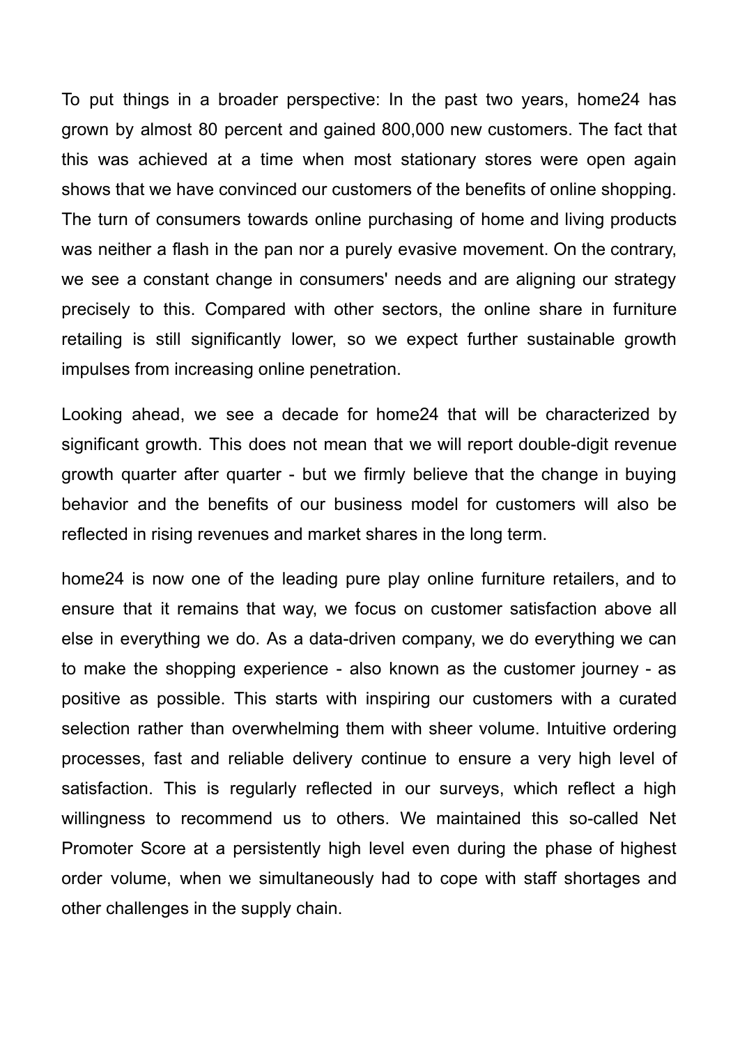To put things in a broader perspective: In the past two years, home24 has grown by almost 80 percent and gained 800,000 new customers. The fact that this was achieved at a time when most stationary stores were open again shows that we have convinced our customers of the benefits of online shopping. The turn of consumers towards online purchasing of home and living products was neither a flash in the pan nor a purely evasive movement. On the contrary, we see a constant change in consumers' needs and are aligning our strategy precisely to this. Compared with other sectors, the online share in furniture retailing is still significantly lower, so we expect further sustainable growth impulses from increasing online penetration.

Looking ahead, we see a decade for home24 that will be characterized by significant growth. This does not mean that we will report double-digit revenue growth quarter after quarter - but we firmly believe that the change in buying behavior and the benefits of our business model for customers will also be reflected in rising revenues and market shares in the long term.

home24 is now one of the leading pure play online furniture retailers, and to ensure that it remains that way, we focus on customer satisfaction above all else in everything we do. As a data-driven company, we do everything we can to make the shopping experience - also known as the customer journey - as positive as possible. This starts with inspiring our customers with a curated selection rather than overwhelming them with sheer volume. Intuitive ordering processes, fast and reliable delivery continue to ensure a very high level of satisfaction. This is regularly reflected in our surveys, which reflect a high willingness to recommend us to others. We maintained this so-called Net Promoter Score at a persistently high level even during the phase of highest order volume, when we simultaneously had to cope with staff shortages and other challenges in the supply chain.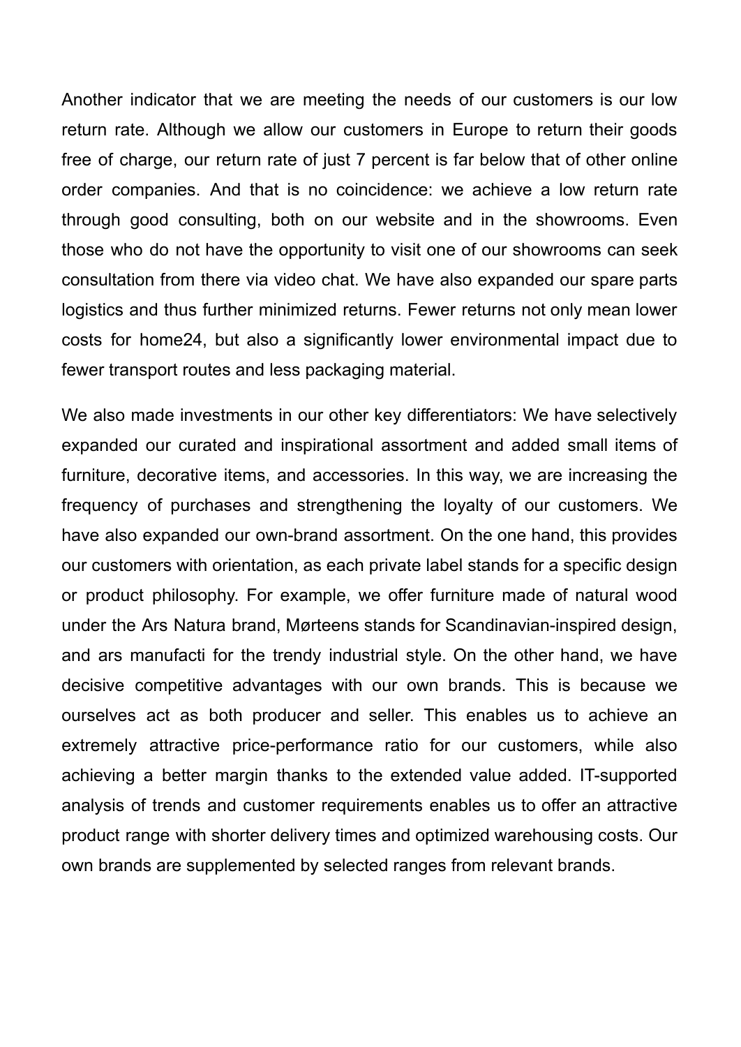Another indicator that we are meeting the needs of our customers is our low return rate. Although we allow our customers in Europe to return their goods free of charge, our return rate of just 7 percent is far below that of other online order companies. And that is no coincidence: we achieve a low return rate through good consulting, both on our website and in the showrooms. Even those who do not have the opportunity to visit one of our showrooms can seek consultation from there via video chat. We have also expanded our spare parts logistics and thus further minimized returns. Fewer returns not only mean lower costs for home24, but also a significantly lower environmental impact due to fewer transport routes and less packaging material.

We also made investments in our other key differentiators: We have selectively expanded our curated and inspirational assortment and added small items of furniture, decorative items, and accessories. In this way, we are increasing the frequency of purchases and strengthening the loyalty of our customers. We have also expanded our own-brand assortment. On the one hand, this provides our customers with orientation, as each private label stands for a specific design or product philosophy. For example, we offer furniture made of natural wood under the Ars Natura brand, Mørteens stands for Scandinavian-inspired design, and ars manufacti for the trendy industrial style. On the other hand, we have decisive competitive advantages with our own brands. This is because we ourselves act as both producer and seller. This enables us to achieve an extremely attractive price-performance ratio for our customers, while also achieving a better margin thanks to the extended value added. IT-supported analysis of trends and customer requirements enables us to offer an attractive product range with shorter delivery times and optimized warehousing costs. Our own brands are supplemented by selected ranges from relevant brands.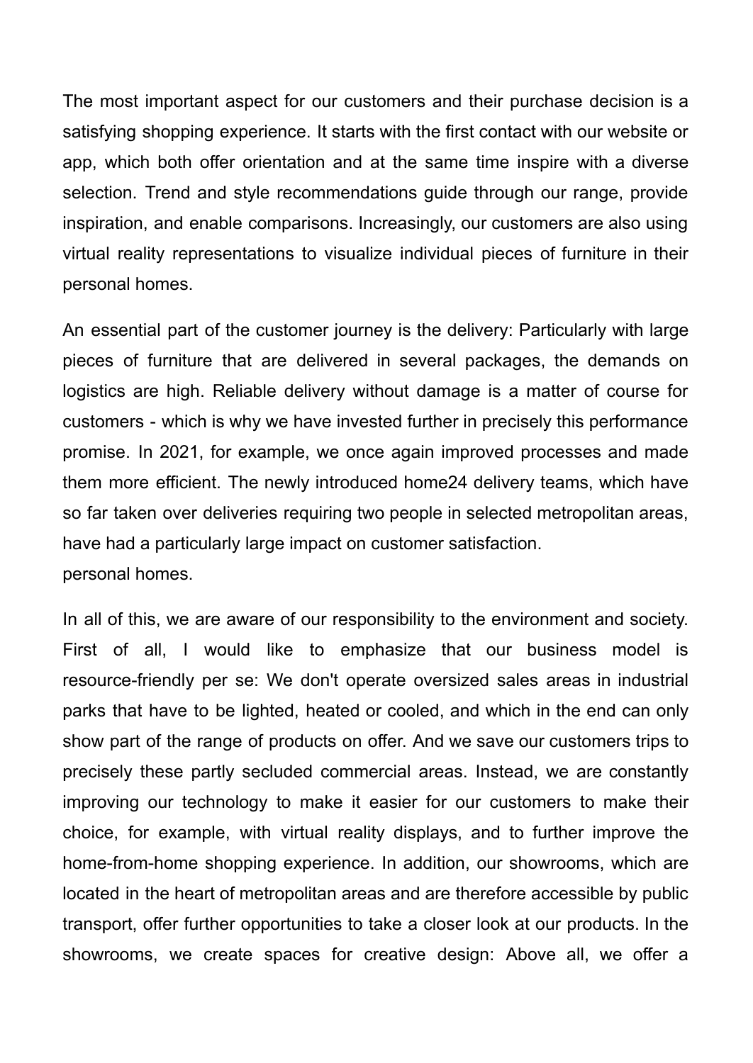The most important aspect for our customers and their purchase decision is a satisfying shopping experience. It starts with the first contact with our website or app, which both offer orientation and at the same time inspire with a diverse selection. Trend and style recommendations guide through our range, provide inspiration, and enable comparisons. Increasingly, our customers are also using virtual reality representations to visualize individual pieces of furniture in their personal homes.

An essential part of the customer journey is the delivery: Particularly with large pieces of furniture that are delivered in several packages, the demands on logistics are high. Reliable delivery without damage is a matter of course for customers - which is why we have invested further in precisely this performance promise. In 2021, for example, we once again improved processes and made them more efficient. The newly introduced home24 delivery teams, which have so far taken over deliveries requiring two people in selected metropolitan areas, have had a particularly large impact on customer satisfaction.
personal homes.

In all of this, we are aware of our responsibility to the environment and society. First of all, I would like to emphasize that our business model is resource-friendly per se: We don't operate oversized sales areas in industrial parks that have to be lighted, heated or cooled, and which in the end can only show part of the range of products on offer. And we save our customers trips to precisely these partly secluded commercial areas. Instead, we are constantly improving our technology to make it easier for our customers to make their choice, for example, with virtual reality displays, and to further improve the home-from-home shopping experience. In addition, our showrooms, which are located in the heart of metropolitan areas and are therefore accessible by public transport, offer further opportunities to take a closer look at our products. In the showrooms, we create spaces for creative design: Above all, we offer a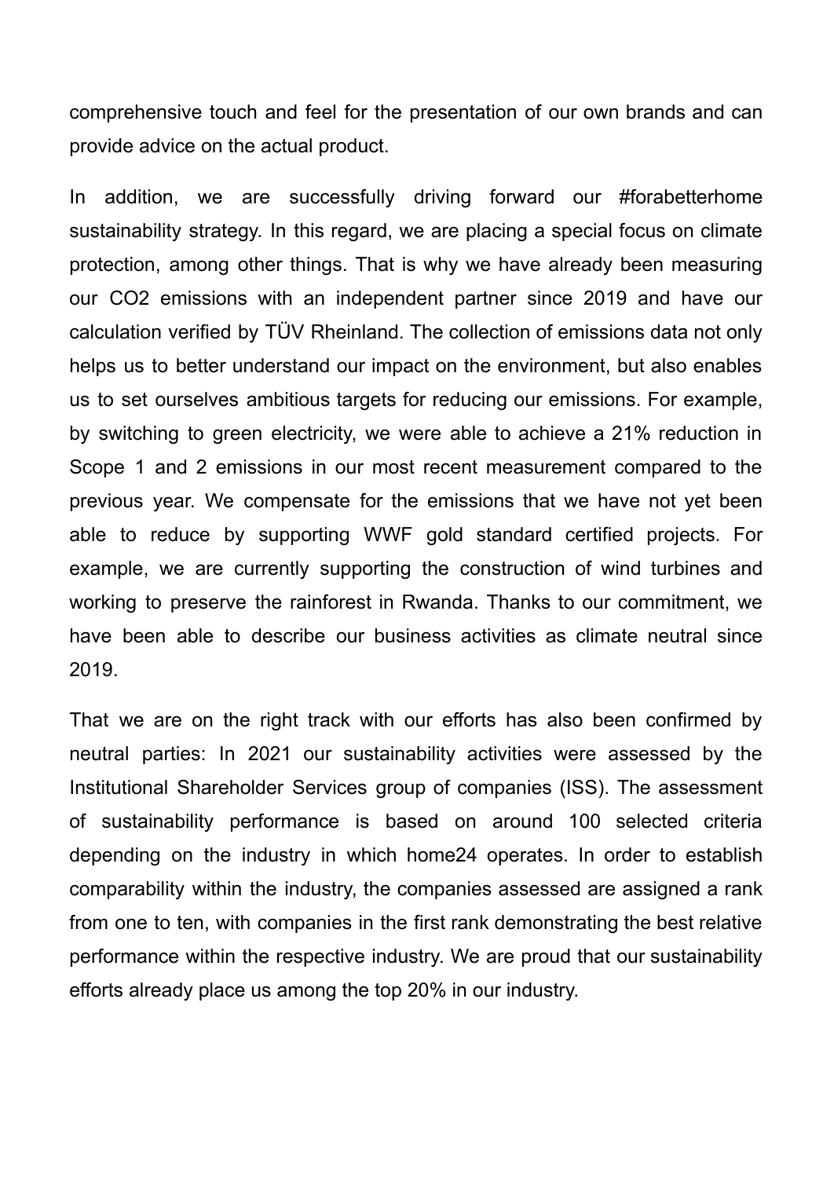comprehensive touch and feel for the presentation of our own brands and can provide advice on the actual product.

In addition, we are successfully driving forward our #forabetterhome sustainability strategy. In this regard, we are placing a special focus on climate protection, among other things. That is why we have already been measuring our $CO_2$ emissions with an independent partner since 2019 and have our calculation verified by TÜV Rheinland. The collection of emissions data not only helps us to better understand our impact on the environment, but also enables us to set ourselves ambitious targets for reducing our emissions. For example, by switching to green electricity, we were able to achieve a 21% reduction in Scope 1 and 2 emissions in our most recent measurement compared to the previous year. We compensate for the emissions that we have not yet been able to reduce by supporting WWF gold standard certified projects. For example, we are currently supporting the construction of wind turbines and working to preserve the rainforest in Rwanda. Thanks to our commitment, we have been able to describe our business activities as climate neutral since 2019.

That we are on the right track with our efforts has also been confirmed by neutral parties: In 2021 our sustainability activities were assessed by the Institutional Shareholder Services group of companies (ISS). The assessment of sustainability performance is based on around 100 selected criteria depending on the industry in which home24 operates. In order to establish comparability within the industry, the companies assessed are assigned a rank from one to ten, with companies in the first rank demonstrating the best relative performance within the respective industry. We are proud that our sustainability efforts already place us among the top 20% in our industry.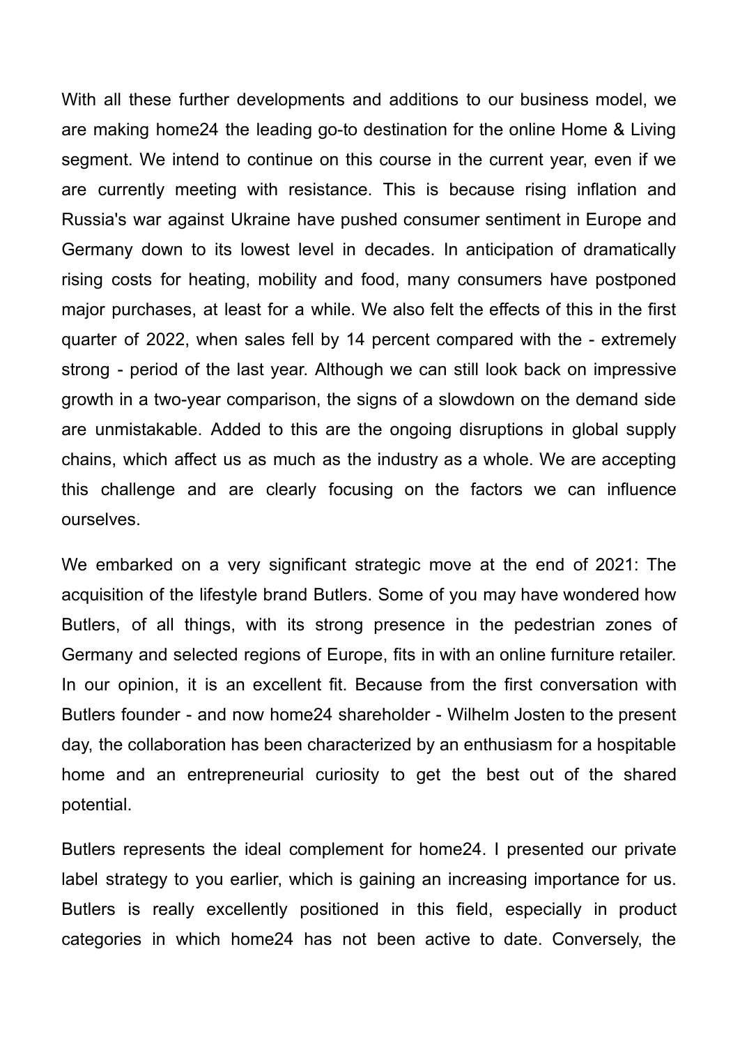With all these further developments and additions to our business model, we are making home24 the leading go-to destination for the online Home & Living segment. We intend to continue on this course in the current year, even if we are currently meeting with resistance. This is because rising inflation and Russia's war against Ukraine have pushed consumer sentiment in Europe and Germany down to its lowest level in decades. In anticipation of dramatically rising costs for heating, mobility and food, many consumers have postponed major purchases, at least for a while. We also felt the effects of this in the first quarter of 2022, when sales fell by 14 percent compared with the - extremely strong - period of the last year. Although we can still look back on impressive growth in a two-year comparison, the signs of a slowdown on the demand side are unmistakable. Added to this are the ongoing disruptions in global supply chains, which affect us as much as the industry as a whole. We are accepting this challenge and are clearly focusing on the factors we can influence ourselves.

We embarked on a very significant strategic move at the end of 2021: The acquisition of the lifestyle brand Butlers. Some of you may have wondered how Butlers, of all things, with its strong presence in the pedestrian zones of Germany and selected regions of Europe, fits in with an online furniture retailer. In our opinion, it is an excellent fit. Because from the first conversation with Butlers founder - and now home24 shareholder - Wilhelm Josten to the present day, the collaboration has been characterized by an enthusiasm for a hospitable home and an entrepreneurial curiosity to get the best out of the shared potential.

Butlers represents the ideal complement for home24. I presented our private label strategy to you earlier, which is gaining an increasing importance for us. Butlers is really excellently positioned in this field, especially in product categories in which home24 has not been active to date. Conversely, the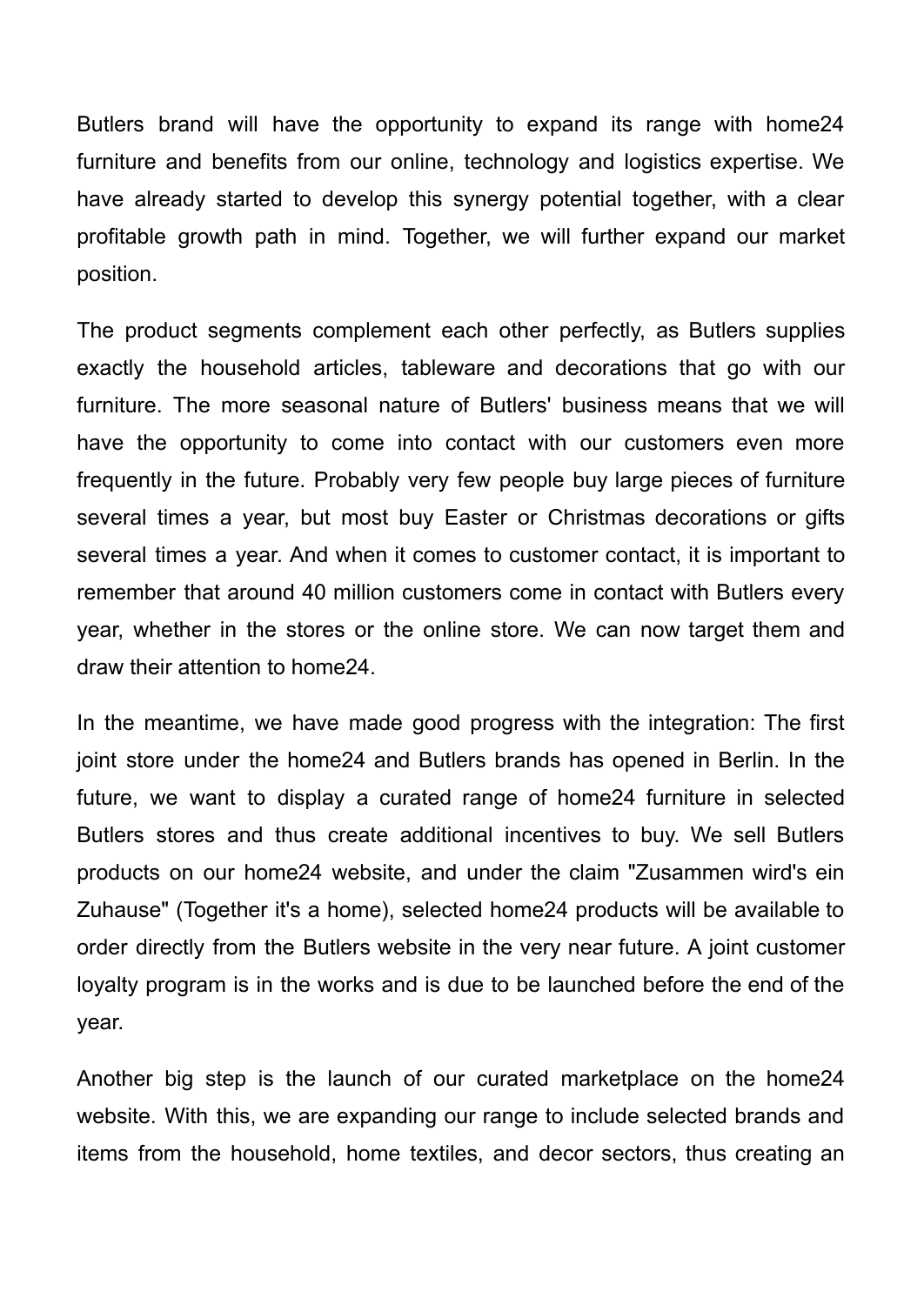Butlers brand will have the opportunity to expand its range with home24 furniture and benefits from our online, technology and logistics expertise. We have already started to develop this synergy potential together, with a clear profitable growth path in mind. Together, we will further expand our market position.

The product segments complement each other perfectly, as Butlers supplies exactly the household articles, tableware and decorations that go with our furniture. The more seasonal nature of Butlers' business means that we will have the opportunity to come into contact with our customers even more frequently in the future. Probably very few people buy large pieces of furniture several times a year, but most buy Easter or Christmas decorations or gifts several times a year. And when it comes to customer contact, it is important to remember that around 40 million customers come in contact with Butlers every year, whether in the stores or the online store. We can now target them and draw their attention to home24.

In the meantime, we have made good progress with the integration: The first joint store under the home24 and Butlers brands has opened in Berlin. In the future, we want to display a curated range of home24 furniture in selected Butlers stores and thus create additional incentives to buy. We sell Butlers products on our home24 website, and under the claim "Zusammen wird's ein Zuhause" (Together it's a home), selected home24 products will be available to order directly from the Butlers website in the very near future. A joint customer loyalty program is in the works and is due to be launched before the end of the year.

Another big step is the launch of our curated marketplace on the home24 website. With this, we are expanding our range to include selected brands and items from the household, home textiles, and decor sectors, thus creating an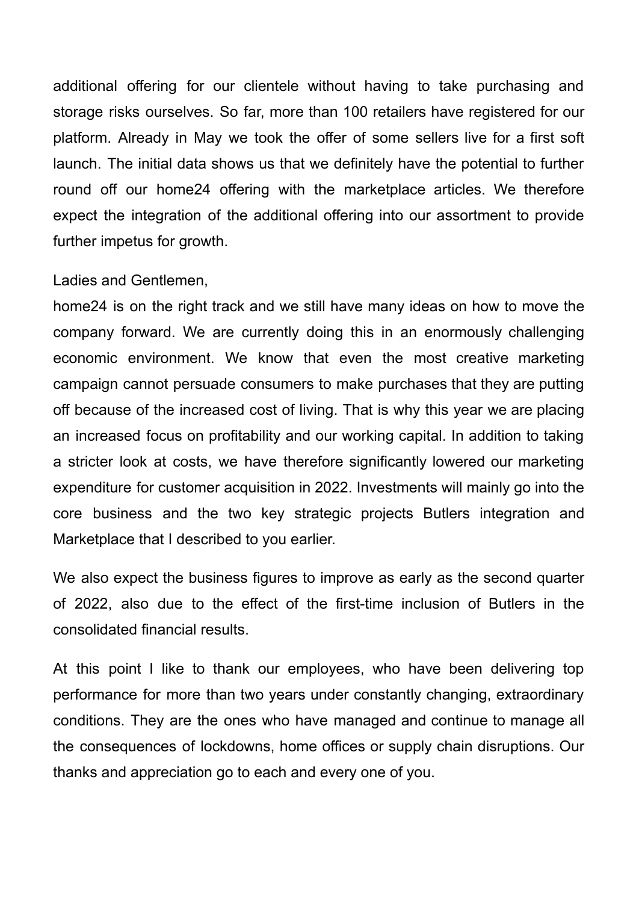additional offering for our clientele without having to take purchasing and storage risks ourselves. So far, more than 100 retailers have registered for our platform. Already in May we took the offer of some sellers live for a first soft launch. The initial data shows us that we definitely have the potential to further round off our home24 offering with the marketplace articles. We therefore expect the integration of the additional offering into our assortment to provide further impetus for growth.

Ladies and Gentlemen,
home24 is on the right track and we still have many ideas on how to move the company forward. We are currently doing this in an enormously challenging economic environment. We know that even the most creative marketing campaign cannot persuade consumers to make purchases that they are putting off because of the increased cost of living. That is why this year we are placing an increased focus on profitability and our working capital. In addition to taking a stricter look at costs, we have therefore significantly lowered our marketing expenditure for customer acquisition in 2022. Investments will mainly go into the core business and the two key strategic projects Butlers integration and Marketplace that I described to you earlier.

We also expect the business figures to improve as early as the second quarter of 2022, also due to the effect of the first-time inclusion of Butlers in the consolidated financial results.

At this point I like to thank our employees, who have been delivering top performance for more than two years under constantly changing, extraordinary conditions. They are the ones who have managed and continue to manage all the consequences of lockdowns, home offices or supply chain disruptions. Our thanks and appreciation go to each and every one of you.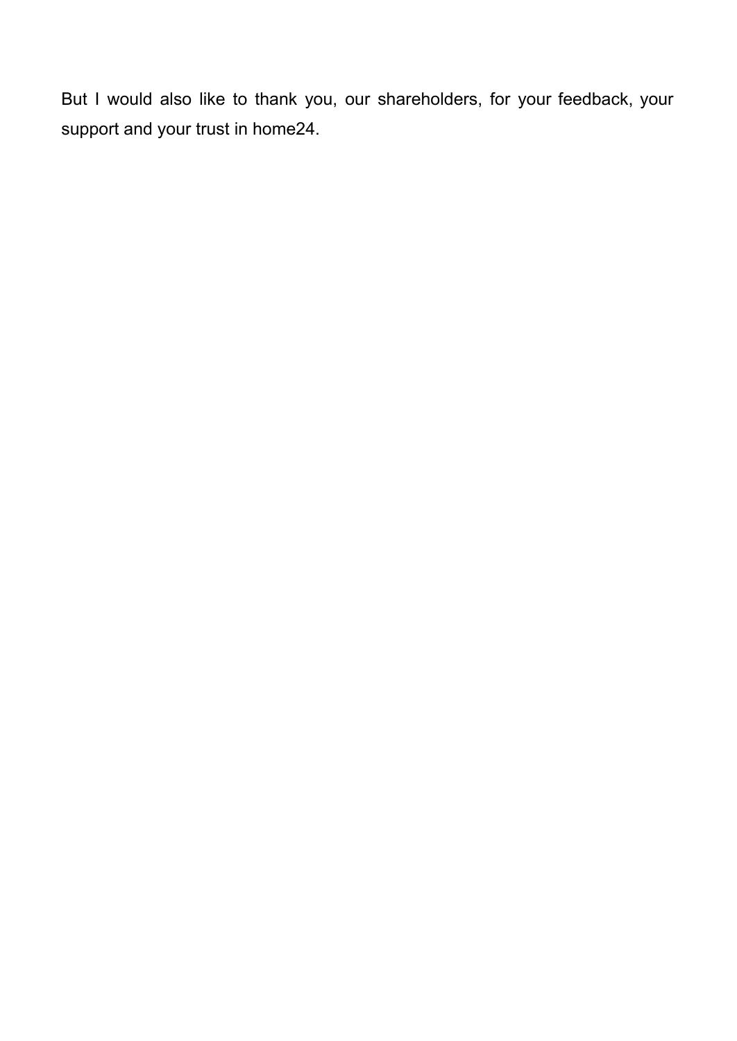But I would also like to thank you, our shareholders, for your feedback, your support and your trust in home24.